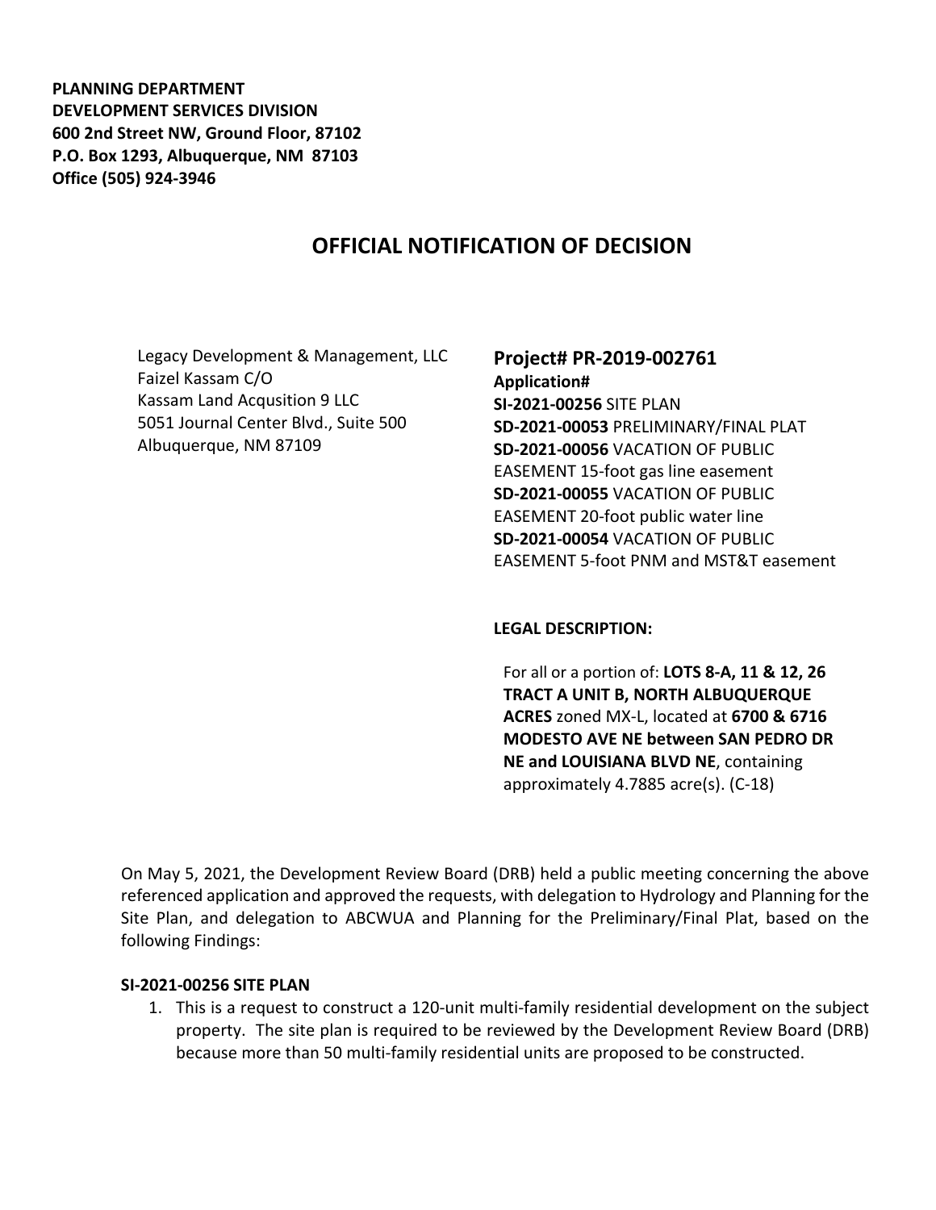**PLANNING DEPARTMENT**
**DEVELOPMENT SERVICES DIVISION**
**600 2nd Street NW, Ground Floor, 87102**
**P.O. Box 1293, Albuquerque, NM 87103**
**Office (505) 924-3946**

# OFFICIAL NOTIFICATION OF DECISION

Legacy Development & Management, LLC
Faizel Kassam C/O
Kassam Land Acqusition 9 LLC
5051 Journal Center Blvd., Suite 500
Albuquerque, NM 87109

**Project# PR-2019-002761**
**Application#**
**SI-2021-00256** SITE PLAN
**SD-2021-00053** PRELIMINARY/FINAL PLAT
**SD-2021-00056** VACATION OF PUBLIC EASEMENT 15-foot gas line easement
**SD-2021-00055** VACATION OF PUBLIC EASEMENT 20-foot public water line
**SD-2021-00054** VACATION OF PUBLIC EASEMENT 5-foot PNM and MST&T easement

**LEGAL DESCRIPTION:**

For all or a portion of: **LOTS 8-A, 11 & 12, 26 TRACT A UNIT B, NORTH ALBUQUERQUE ACRES** zoned MX-L, located at **6700 & 6716 MODESTO AVE NE between SAN PEDRO DR NE and LOUISIANA BLVD NE**, containing approximately 4.7885 acre(s). (C-18)

On May 5, 2021, the Development Review Board (DRB) held a public meeting concerning the above referenced application and approved the requests, with delegation to Hydrology and Planning for the Site Plan, and delegation to ABCWUA and Planning for the Preliminary/Final Plat, based on the following Findings:

**SI-2021-00256 SITE PLAN**

1. This is a request to construct a 120-unit multi-family residential development on the subject property. The site plan is required to be reviewed by the Development Review Board (DRB) because more than 50 multi-family residential units are proposed to be constructed.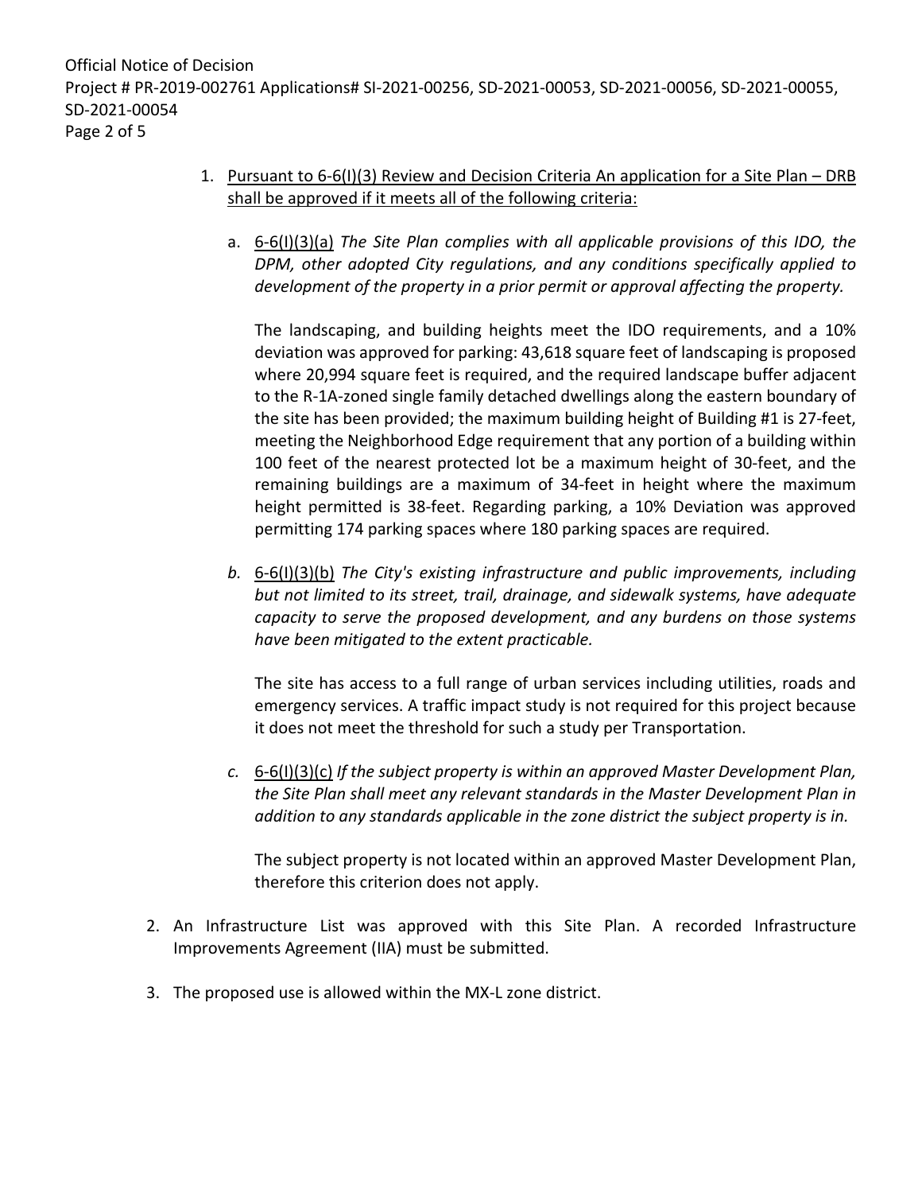1. Pursuant to 6-6(I)(3) Review and Decision Criteria An application for a Site Plan – DRB shall be approved if it meets all of the following criteria:

   a. 6-6(I)(3)(a) *The Site Plan complies with all applicable provisions of this IDO, the DPM, other adopted City regulations, and any conditions specifically applied to development of the property in a prior permit or approval affecting the property.*

      The landscaping, and building heights meet the IDO requirements, and a 10% deviation was approved for parking: 43,618 square feet of landscaping is proposed where 20,994 square feet is required, and the required landscape buffer adjacent to the R-1A-zoned single family detached dwellings along the eastern boundary of the site has been provided; the maximum building height of Building #1 is 27-feet, meeting the Neighborhood Edge requirement that any portion of a building within 100 feet of the nearest protected lot be a maximum height of 30-feet, and the remaining buildings are a maximum of 34-feet in height where the maximum height permitted is 38-feet. Regarding parking, a 10% Deviation was approved permitting 174 parking spaces where 180 parking spaces are required.

   *b.* 6-6(I)(3)(b) *The City's existing infrastructure and public improvements, including but not limited to its street, trail, drainage, and sidewalk systems, have adequate capacity to serve the proposed development, and any burdens on those systems have been mitigated to the extent practicable.*

      The site has access to a full range of urban services including utilities, roads and emergency services. A traffic impact study is not required for this project because it does not meet the threshold for such a study per Transportation.

   *c.* 6-6(I)(3)(c) *If the subject property is within an approved Master Development Plan, the Site Plan shall meet any relevant standards in the Master Development Plan in addition to any standards applicable in the zone district the subject property is in.*

      The subject property is not located within an approved Master Development Plan, therefore this criterion does not apply.

2. An Infrastructure List was approved with this Site Plan. A recorded Infrastructure Improvements Agreement (IIA) must be submitted.

3. The proposed use is allowed within the MX-L zone district.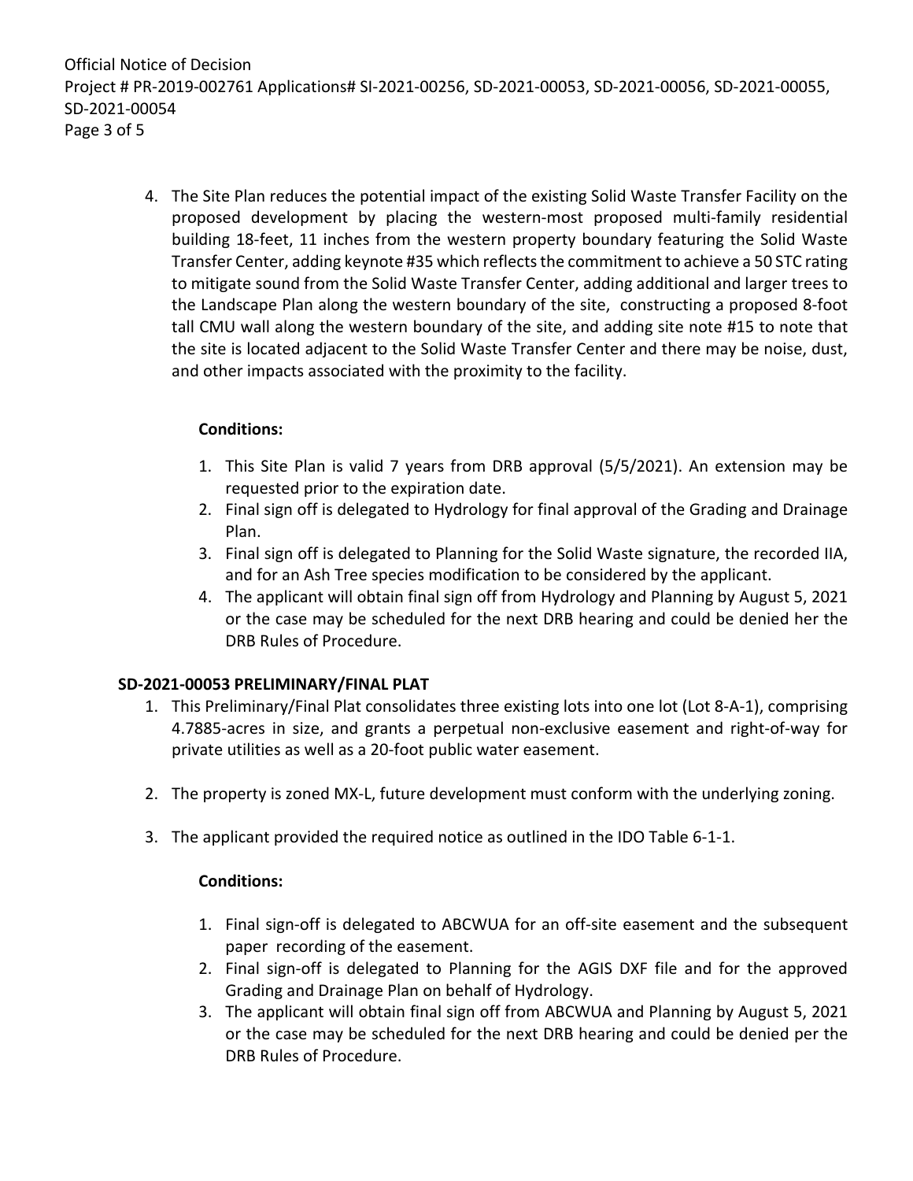4. The Site Plan reduces the potential impact of the existing Solid Waste Transfer Facility on the proposed development by placing the western-most proposed multi-family residential building 18-feet, 11 inches from the western property boundary featuring the Solid Waste Transfer Center, adding keynote #35 which reflects the commitment to achieve a 50 STC rating to mitigate sound from the Solid Waste Transfer Center, adding additional and larger trees to the Landscape Plan along the western boundary of the site, constructing a proposed 8-foot tall CMU wall along the western boundary of the site, and adding site note #15 to note that the site is located adjacent to the Solid Waste Transfer Center and there may be noise, dust, and other impacts associated with the proximity to the facility.

**Conditions:**

1. This Site Plan is valid 7 years from DRB approval (5/5/2021). An extension may be requested prior to the expiration date.
2. Final sign off is delegated to Hydrology for final approval of the Grading and Drainage Plan.
3. Final sign off is delegated to Planning for the Solid Waste signature, the recorded IIA, and for an Ash Tree species modification to be considered by the applicant.
4. The applicant will obtain final sign off from Hydrology and Planning by August 5, 2021 or the case may be scheduled for the next DRB hearing and could be denied her the DRB Rules of Procedure.

**SD-2021-00053 PRELIMINARY/FINAL PLAT**

1. This Preliminary/Final Plat consolidates three existing lots into one lot (Lot 8-A-1), comprising 4.7885-acres in size, and grants a perpetual non-exclusive easement and right-of-way for private utilities as well as a 20-foot public water easement.

2. The property is zoned MX-L, future development must conform with the underlying zoning.

3. The applicant provided the required notice as outlined in the IDO Table 6-1-1.

**Conditions:**

1. Final sign-off is delegated to ABCWUA for an off-site easement and the subsequent paper recording of the easement.
2. Final sign-off is delegated to Planning for the AGIS DXF file and for the approved Grading and Drainage Plan on behalf of Hydrology.
3. The applicant will obtain final sign off from ABCWUA and Planning by August 5, 2021 or the case may be scheduled for the next DRB hearing and could be denied per the DRB Rules of Procedure.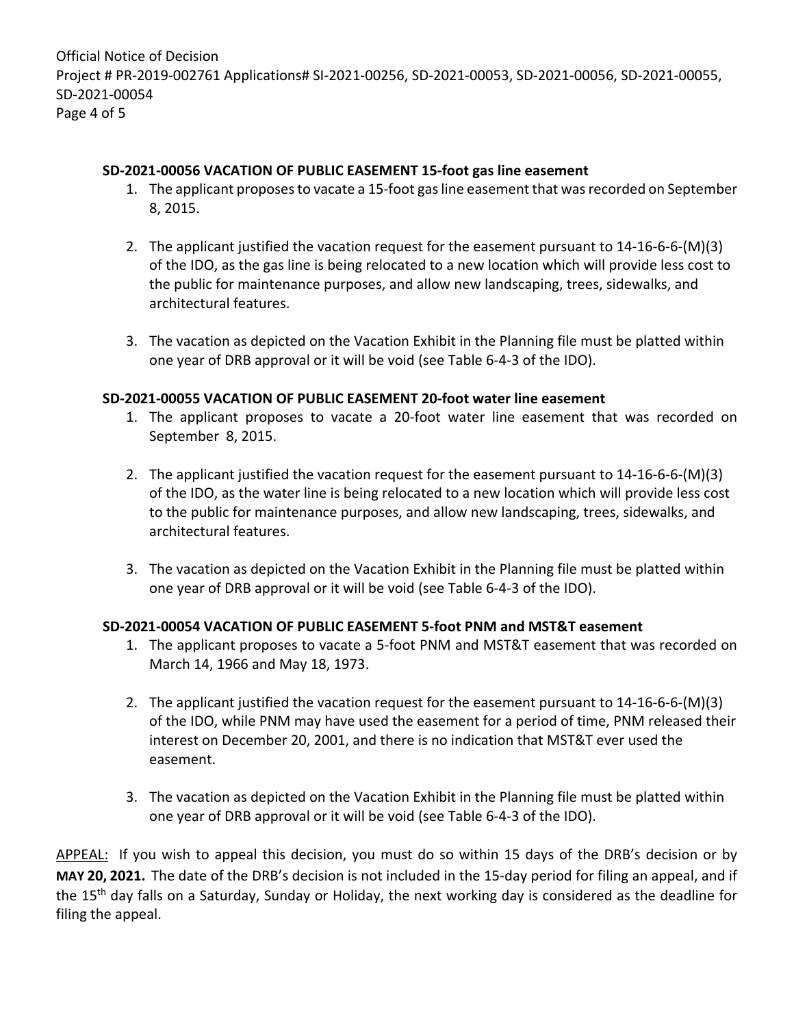**SD-2021-00056 VACATION OF PUBLIC EASEMENT 15-foot gas line easement**

1. The applicant proposes to vacate a 15-foot gas line easement that was recorded on September 8, 2015.

2. The applicant justified the vacation request for the easement pursuant to 14-16-6-6-(M)(3) of the IDO, as the gas line is being relocated to a new location which will provide less cost to the public for maintenance purposes, and allow new landscaping, trees, sidewalks, and architectural features.

3. The vacation as depicted on the Vacation Exhibit in the Planning file must be platted within one year of DRB approval or it will be void (see Table 6-4-3 of the IDO).

**SD-2021-00055 VACATION OF PUBLIC EASEMENT 20-foot water line easement**

1. The applicant proposes to vacate a 20-foot water line easement that was recorded on September 8, 2015.

2. The applicant justified the vacation request for the easement pursuant to 14-16-6-6-(M)(3) of the IDO, as the water line is being relocated to a new location which will provide less cost to the public for maintenance purposes, and allow new landscaping, trees, sidewalks, and architectural features.

3. The vacation as depicted on the Vacation Exhibit in the Planning file must be platted within one year of DRB approval or it will be void (see Table 6-4-3 of the IDO).

**SD-2021-00054 VACATION OF PUBLIC EASEMENT 5-foot PNM and MST&T easement**

1. The applicant proposes to vacate a 5-foot PNM and MST&T easement that was recorded on March 14, 1966 and May 18, 1973.

2. The applicant justified the vacation request for the easement pursuant to 14-16-6-6-(M)(3) of the IDO, while PNM may have used the easement for a period of time, PNM released their interest on December 20, 2001, and there is no indication that MST&T ever used the easement.

3. The vacation as depicted on the Vacation Exhibit in the Planning file must be platted within one year of DRB approval or it will be void (see Table 6-4-3 of the IDO).

APPEAL: If you wish to appeal this decision, you must do so within 15 days of the DRB's decision or by **MAY 20, 2021.** The date of the DRB's decision is not included in the 15-day period for filing an appeal, and if the 15th day falls on a Saturday, Sunday or Holiday, the next working day is considered as the deadline for filing the appeal.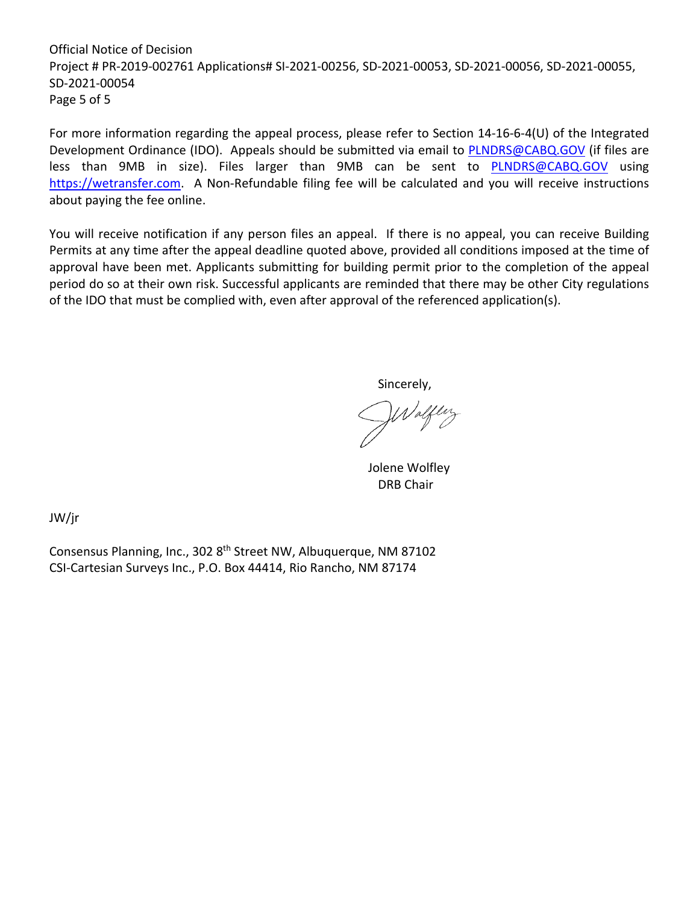For more information regarding the appeal process, please refer to Section 14-16-6-4(U) of the Integrated Development Ordinance (IDO). Appeals should be submitted via email to PLNDRS@CABQ.GOV (if files are less than 9MB in size). Files larger than 9MB can be sent to PLNDRS@CABQ.GOV using https://wetransfer.com. A Non-Refundable filing fee will be calculated and you will receive instructions about paying the fee online.

You will receive notification if any person files an appeal. If there is no appeal, you can receive Building Permits at any time after the appeal deadline quoted above, provided all conditions imposed at the time of approval have been met. Applicants submitting for building permit prior to the completion of the appeal period do so at their own risk. Successful applicants are reminded that there may be other City regulations of the IDO that must be complied with, even after approval of the referenced application(s).

Sincerely,

Jolene Wolfley
DRB Chair

JW/jr

Consensus Planning, Inc., 302 8th Street NW, Albuquerque, NM 87102
CSI-Cartesian Surveys Inc., P.O. Box 44414, Rio Rancho, NM 87174